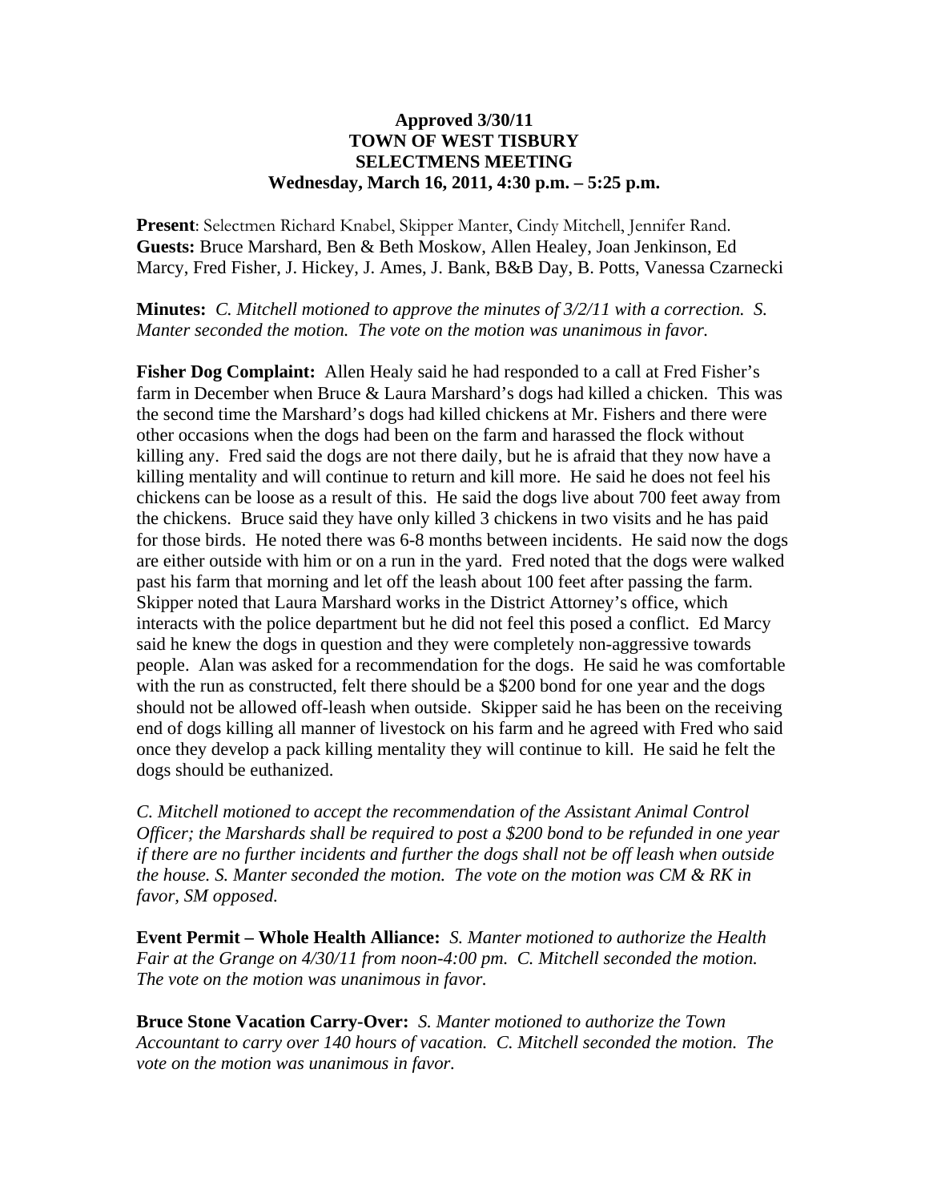**Approved 3/30/11**
**TOWN OF WEST TISBURY**
**SELECTMENS MEETING**
**Wednesday, March 16, 2011, 4:30 p.m. – 5:25 p.m.**

**Present**: Selectmen Richard Knabel, Skipper Manter, Cindy Mitchell, Jennifer Rand.
**Guests:** Bruce Marshard, Ben & Beth Moskow, Allen Healey, Joan Jenkinson, Ed Marcy, Fred Fisher, J. Hickey, J. Ames, J. Bank, B&B Day, B. Potts, Vanessa Czarnecki

**Minutes:** *C. Mitchell motioned to approve the minutes of 3/2/11 with a correction. S. Manter seconded the motion. The vote on the motion was unanimous in favor.*

**Fisher Dog Complaint:** Allen Healy said he had responded to a call at Fred Fisher's farm in December when Bruce & Laura Marshard's dogs had killed a chicken. This was the second time the Marshard's dogs had killed chickens at Mr. Fishers and there were other occasions when the dogs had been on the farm and harassed the flock without killing any. Fred said the dogs are not there daily, but he is afraid that they now have a killing mentality and will continue to return and kill more. He said he does not feel his chickens can be loose as a result of this. He said the dogs live about 700 feet away from the chickens. Bruce said they have only killed 3 chickens in two visits and he has paid for those birds. He noted there was 6-8 months between incidents. He said now the dogs are either outside with him or on a run in the yard. Fred noted that the dogs were walked past his farm that morning and let off the leash about 100 feet after passing the farm. Skipper noted that Laura Marshard works in the District Attorney's office, which interacts with the police department but he did not feel this posed a conflict. Ed Marcy said he knew the dogs in question and they were completely non-aggressive towards people. Alan was asked for a recommendation for the dogs. He said he was comfortable with the run as constructed, felt there should be a $200 bond for one year and the dogs should not be allowed off-leash when outside. Skipper said he has been on the receiving end of dogs killing all manner of livestock on his farm and he agreed with Fred who said once they develop a pack killing mentality they will continue to kill. He said he felt the dogs should be euthanized.

*C. Mitchell motioned to accept the recommendation of the Assistant Animal Control Officer; the Marshards shall be required to post a $200 bond to be refunded in one year if there are no further incidents and further the dogs shall not be off leash when outside the house. S. Manter seconded the motion. The vote on the motion was CM & RK in favor, SM opposed.*

**Event Permit – Whole Health Alliance:** *S. Manter motioned to authorize the Health Fair at the Grange on 4/30/11 from noon-4:00 pm. C. Mitchell seconded the motion. The vote on the motion was unanimous in favor.*

**Bruce Stone Vacation Carry-Over:** *S. Manter motioned to authorize the Town Accountant to carry over 140 hours of vacation. C. Mitchell seconded the motion. The vote on the motion was unanimous in favor.*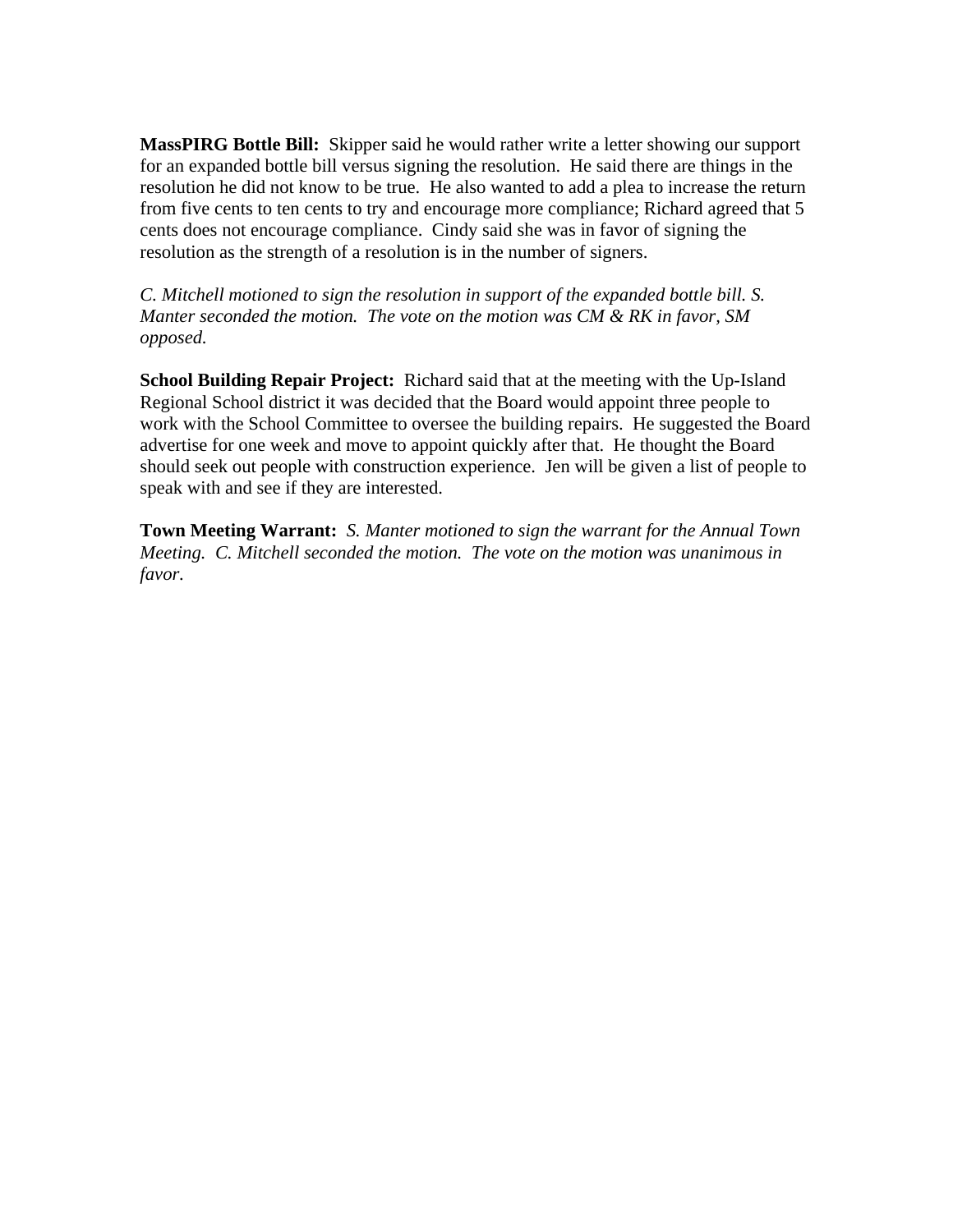**MassPIRG Bottle Bill:** Skipper said he would rather write a letter showing our support for an expanded bottle bill versus signing the resolution. He said there are things in the resolution he did not know to be true. He also wanted to add a plea to increase the return from five cents to ten cents to try and encourage more compliance; Richard agreed that 5 cents does not encourage compliance. Cindy said she was in favor of signing the resolution as the strength of a resolution is in the number of signers.

*C. Mitchell motioned to sign the resolution in support of the expanded bottle bill. S. Manter seconded the motion. The vote on the motion was CM & RK in favor, SM opposed.*

**School Building Repair Project:** Richard said that at the meeting with the Up-Island Regional School district it was decided that the Board would appoint three people to work with the School Committee to oversee the building repairs. He suggested the Board advertise for one week and move to appoint quickly after that. He thought the Board should seek out people with construction experience. Jen will be given a list of people to speak with and see if they are interested.

**Town Meeting Warrant:** *S. Manter motioned to sign the warrant for the Annual Town Meeting. C. Mitchell seconded the motion. The vote on the motion was unanimous in favor.*